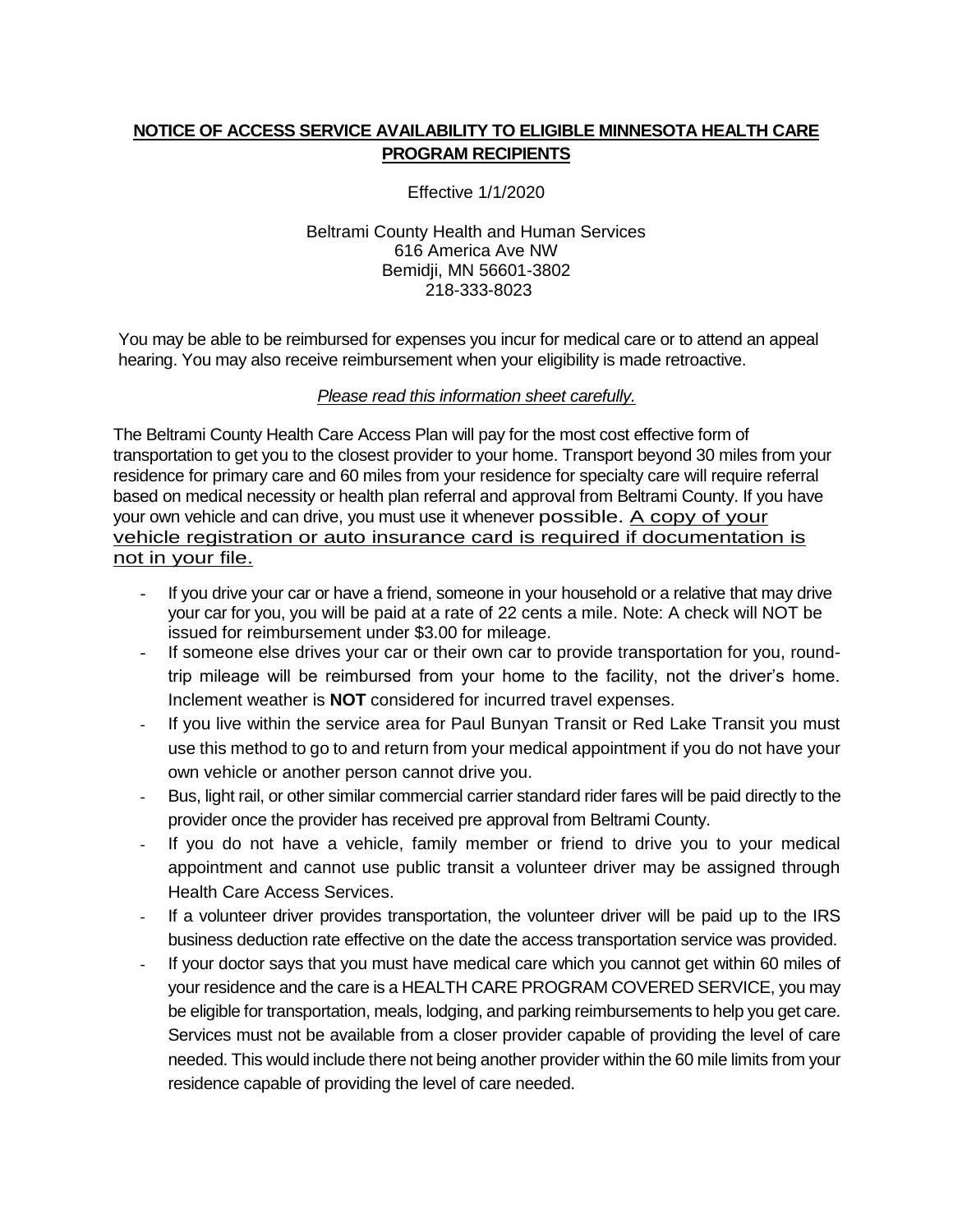**<u>NOTICE OF ACCESS SERVICE AVAILABILITY TO ELIGIBLE MINNESOTA HEALTH CARE PROGRAM RECIPIENTS</u>**

Effective 1/1/2020

Beltrami County Health and Human Services
616 America Ave NW
Bemidji, MN 56601-3802
218-333-8023

You may be able to be reimbursed for expenses you incur for medical care or to attend an appeal hearing. You may also receive reimbursement when your eligibility is made retroactive.

*<u>Please read this information sheet carefully.</u>*

The Beltrami County Health Care Access Plan will pay for the most cost effective form of transportation to get you to the closest provider to your home. Transport beyond 30 miles from your residence for primary care and 60 miles from your residence for specialty care will require referral based on medical necessity or health plan referral and approval from Beltrami County. If you have your own vehicle and can drive, you must use it whenever possible. <u>A copy of your vehicle registration or auto insurance card is required if documentation is not in your file.</u>

- If you drive your car or have a friend, someone in your household or a relative that may drive your car for you, you will be paid at a rate of 22 cents a mile. Note: A check will NOT be issued for reimbursement under $3.00 for mileage.
- If someone else drives your car or their own car to provide transportation for you, round-trip mileage will be reimbursed from your home to the facility, not the driver's home. Inclement weather is **NOT** considered for incurred travel expenses.
- If you live within the service area for Paul Bunyan Transit or Red Lake Transit you must use this method to go to and return from your medical appointment if you do not have your own vehicle or another person cannot drive you.
- Bus, light rail, or other similar commercial carrier standard rider fares will be paid directly to the provider once the provider has received pre approval from Beltrami County.
- If you do not have a vehicle, family member or friend to drive you to your medical appointment and cannot use public transit a volunteer driver may be assigned through Health Care Access Services.
- If a volunteer driver provides transportation, the volunteer driver will be paid up to the IRS business deduction rate effective on the date the access transportation service was provided.
- If your doctor says that you must have medical care which you cannot get within 60 miles of your residence and the care is a HEALTH CARE PROGRAM COVERED SERVICE, you may be eligible for transportation, meals, lodging, and parking reimbursements to help you get care. Services must not be available from a closer provider capable of providing the level of care needed. This would include there not being another provider within the 60 mile limits from your residence capable of providing the level of care needed.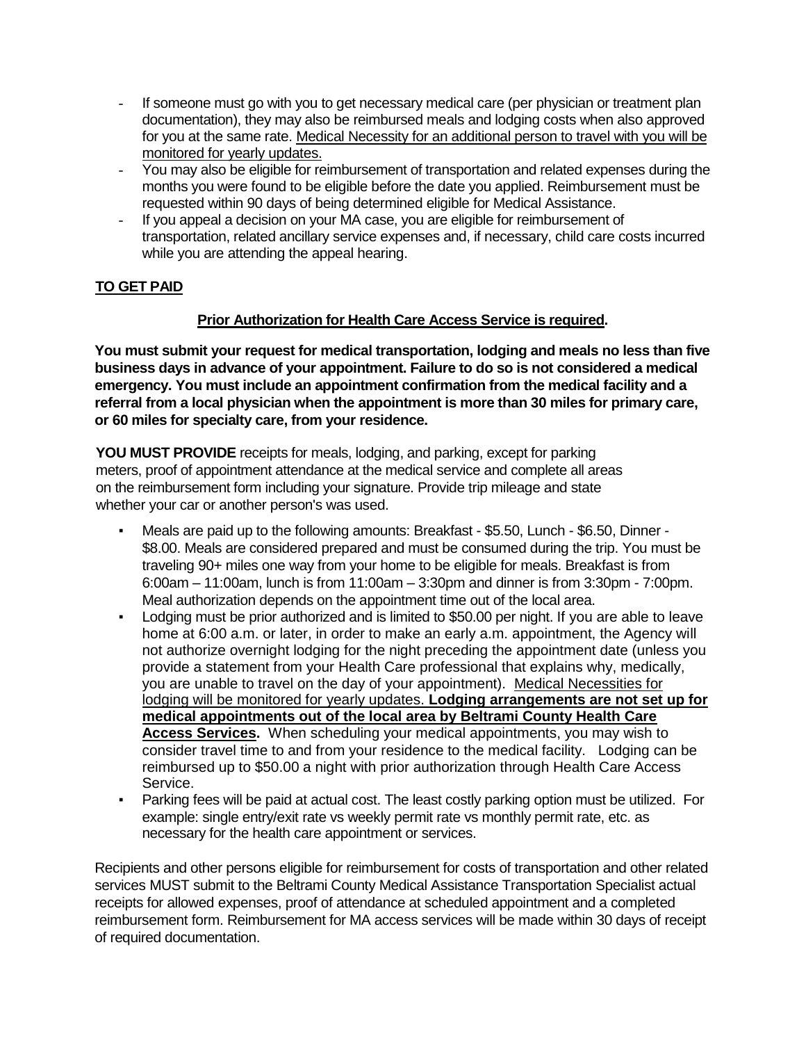- If someone must go with you to get necessary medical care (per physician or treatment plan documentation), they may also be reimbursed meals and lodging costs when also approved for you at the same rate. <u>Medical Necessity for an additional person to travel with you will be monitored for yearly updates.</u>
- You may also be eligible for reimbursement of transportation and related expenses during the months you were found to be eligible before the date you applied. Reimbursement must be requested within 90 days of being determined eligible for Medical Assistance.
- If you appeal a decision on your MA case, you are eligible for reimbursement of transportation, related ancillary service expenses and, if necessary, child care costs incurred while you are attending the appeal hearing.

**<u>TO GET PAID</u>**

**<u>Prior Authorization for Health Care Access Service is required</u>.**

**You must submit your request for medical transportation, lodging and meals no less than five business days in advance of your appointment. Failure to do so is not considered a medical emergency. You must include an appointment confirmation from the medical facility and a referral from a local physician when the appointment is more than 30 miles for primary care, or 60 miles for specialty care, from your residence.**

**YOU MUST PROVIDE** receipts for meals, lodging, and parking, except for parking meters, proof of appointment attendance at the medical service and complete all areas on the reimbursement form including your signature. Provide trip mileage and state whether your car or another person's was used.

- Meals are paid up to the following amounts: Breakfast - $5.50, Lunch - $6.50, Dinner - $8.00. Meals are considered prepared and must be consumed during the trip. You must be traveling 90+ miles one way from your home to be eligible for meals. Breakfast is from 6:00am – 11:00am, lunch is from 11:00am – 3:30pm and dinner is from 3:30pm - 7:00pm. Meal authorization depends on the appointment time out of the local area.
- Lodging must be prior authorized and is limited to $50.00 per night. If you are able to leave home at 6:00 a.m. or later, in order to make an early a.m. appointment, the Agency will not authorize overnight lodging for the night preceding the appointment date (unless you provide a statement from your Health Care professional that explains why, medically, you are unable to travel on the day of your appointment). <u>Medical Necessities for lodging will be monitored for yearly updates.</u> **<u>Lodging arrangements are not set up for medical appointments out of the local area by Beltrami County Health Care Access Services</u>.** When scheduling your medical appointments, you may wish to consider travel time to and from your residence to the medical facility. Lodging can be reimbursed up to $50.00 a night with prior authorization through Health Care Access Service.
- Parking fees will be paid at actual cost. The least costly parking option must be utilized. For example: single entry/exit rate vs weekly permit rate vs monthly permit rate, etc. as necessary for the health care appointment or services.

Recipients and other persons eligible for reimbursement for costs of transportation and other related services MUST submit to the Beltrami County Medical Assistance Transportation Specialist actual receipts for allowed expenses, proof of attendance at scheduled appointment and a completed reimbursement form. Reimbursement for MA access services will be made within 30 days of receipt of required documentation.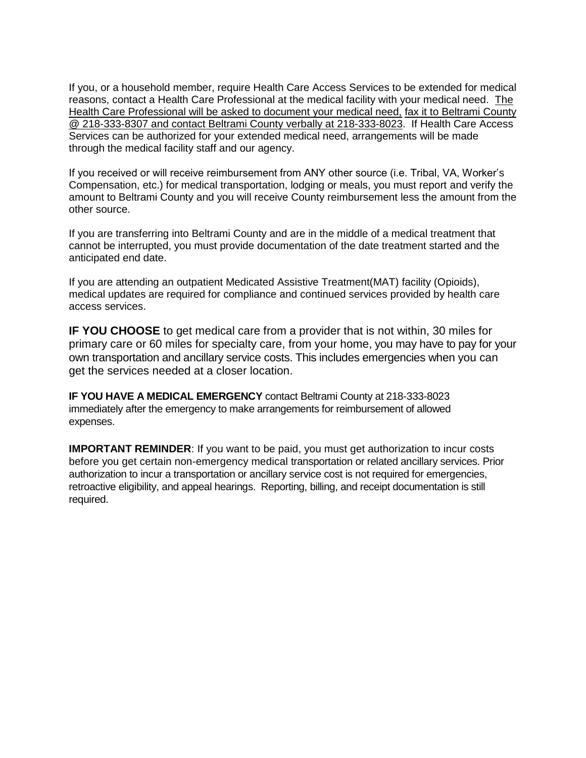If you, or a household member, require Health Care Access Services to be extended for medical reasons, contact a Health Care Professional at the medical facility with your medical need. The Health Care Professional will be asked to document your medical need, fax it to Beltrami County @ 218-333-8307 and contact Beltrami County verbally at 218-333-8023. If Health Care Access Services can be authorized for your extended medical need, arrangements will be made through the medical facility staff and our agency.

If you received or will receive reimbursement from ANY other source (i.e. Tribal, VA, Worker's Compensation, etc.) for medical transportation, lodging or meals, you must report and verify the amount to Beltrami County and you will receive County reimbursement less the amount from the other source.

If you are transferring into Beltrami County and are in the middle of a medical treatment that cannot be interrupted, you must provide documentation of the date treatment started and the anticipated end date.

If you are attending an outpatient Medicated Assistive Treatment(MAT) facility (Opioids), medical updates are required for compliance and continued services provided by health care access services.

**IF YOU CHOOSE** to get medical care from a provider that is not within, 30 miles for primary care or 60 miles for specialty care, from your home, you may have to pay for your own transportation and ancillary service costs. This includes emergencies when you can get the services needed at a closer location.

**IF YOU HAVE A MEDICAL EMERGENCY** contact Beltrami County at 218-333-8023 immediately after the emergency to make arrangements for reimbursement of allowed expenses.

**IMPORTANT REMINDER**: If you want to be paid, you must get authorization to incur costs before you get certain non-emergency medical transportation or related ancillary services. Prior authorization to incur a transportation or ancillary service cost is not required for emergencies, retroactive eligibility, and appeal hearings. Reporting, billing, and receipt documentation is still required.